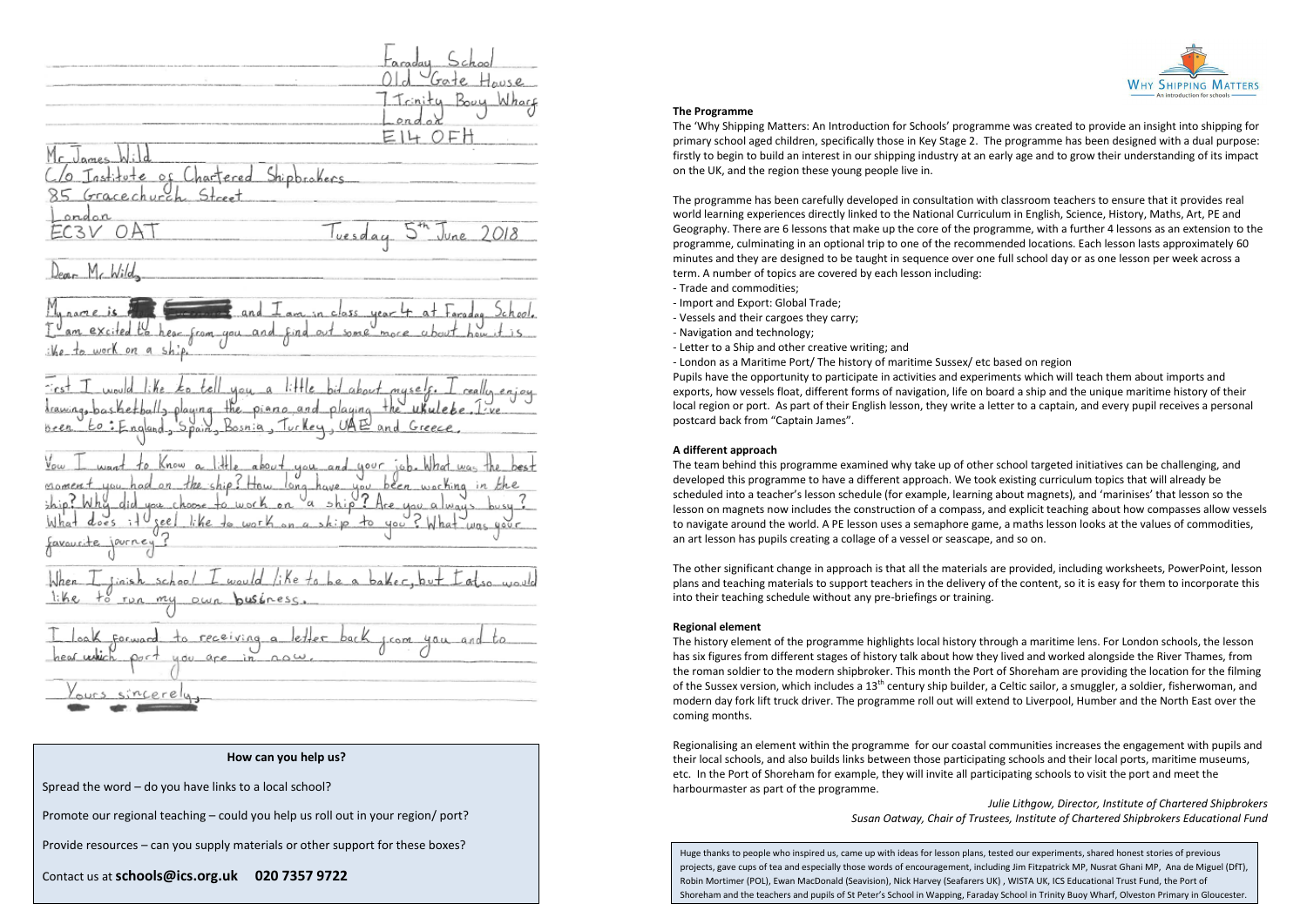Faraday School
Old Gate House
7 Trinity Buoy Wharf
London
E14 0FH

Mr James Wild
C/o Institute of Chartered Shipbrokers
85 Gracechurch Street
London
EC3V 0AT

Tuesday 5th June 2018

Dear Mr Wild,

My name is [redacted] and I am in class year 4 at Faraday School. I am excited to hear from you and find out some more about how it is like to work on a ship.

First I would like to tell you a little bit about myself. I really enjoy drawings, basketball, playing the piano and playing the ukulele. I've been to: England, Spain, Bosnia, Turkey, UAE and Greece.

Now I want to know a little about you and your job. What was the best moment you had on the ship? How long have you been working in the ship? Why did you choose to work on a ship? Are you always busy? What does it feel like to work on a ship to you? What was your favourite journey?

When I finish school I would like to be a baker, but I also would like to run my own business.

I look forward to receiving a letter back from you and to hear which port you are in now.

Yours sincerely,

[redacted]

**How can you help us?**

Spread the word – do you have links to a local school?

Promote our regional teaching – could you help us roll out in your region/ port?

Provide resources – can you supply materials or other support for these boxes?

Contact us at **schools@ics.org.uk 020 7357 9722**

Why Shipping Matters – An introduction for schools

**The Programme**

The 'Why Shipping Matters: An Introduction for Schools' programme was created to provide an insight into shipping for primary school aged children, specifically those in Key Stage 2. The programme has been designed with a dual purpose: firstly to begin to build an interest in our shipping industry at an early age and to grow their understanding of its impact on the UK, and the region these young people live in.

The programme has been carefully developed in consultation with classroom teachers to ensure that it provides real world learning experiences directly linked to the National Curriculum in English, Science, History, Maths, Art, PE and Geography. There are 6 lessons that make up the core of the programme, with a further 4 lessons as an extension to the programme, culminating in an optional trip to one of the recommended locations. Each lesson lasts approximately 60 minutes and they are designed to be taught in sequence over one full school day or as one lesson per week across a term. A number of topics are covered by each lesson including:

- Trade and commodities;
- Import and Export: Global Trade;
- Vessels and their cargoes they carry;
- Navigation and technology;
- Letter to a Ship and other creative writing; and
- London as a Maritime Port/ The history of maritime Sussex/ etc based on region

Pupils have the opportunity to participate in activities and experiments which will teach them about imports and exports, how vessels float, different forms of navigation, life on board a ship and the unique maritime history of their local region or port. As part of their English lesson, they write a letter to a captain, and every pupil receives a personal postcard back from "Captain James".

**A different approach**

The team behind this programme examined why take up of other school targeted initiatives can be challenging, and developed this programme to have a different approach. We took existing curriculum topics that will already be scheduled into a teacher's lesson schedule (for example, learning about magnets), and 'marinises' that lesson so the lesson on magnets now includes the construction of a compass, and explicit teaching about how compasses allow vessels to navigate around the world. A PE lesson uses a semaphore game, a maths lesson looks at the values of commodities, an art lesson has pupils creating a collage of a vessel or seascape, and so on.

The other significant change in approach is that all the materials are provided, including worksheets, PowerPoint, lesson plans and teaching materials to support teachers in the delivery of the content, so it is easy for them to incorporate this into their teaching schedule without any pre-briefings or training.

**Regional element**

The history element of the programme highlights local history through a maritime lens. For London schools, the lesson has six figures from different stages of history talk about how they lived and worked alongside the River Thames, from the roman soldier to the modern shipbroker. This month the Port of Shoreham are providing the location for the filming of the Sussex version, which includes a 13th century ship builder, a Celtic sailor, a smuggler, a soldier, fisherwoman, and modern day fork lift truck driver. The programme roll out will extend to Liverpool, Humber and the North East over the coming months.

Regionalising an element within the programme for our coastal communities increases the engagement with pupils and their local schools, and also builds links between those participating schools and their local ports, maritime museums, etc. In the Port of Shoreham for example, they will invite all participating schools to visit the port and meet the harbourmaster as part of the programme.

*Julie Lithgow, Director, Institute of Chartered Shipbrokers*
*Susan Oatway, Chair of Trustees, Institute of Chartered Shipbrokers Educational Fund*

Huge thanks to people who inspired us, came up with ideas for lesson plans, tested our experiments, shared honest stories of previous projects, gave cups of tea and especially those words of encouragement, including Jim Fitzpatrick MP, Nusrat Ghani MP, Ana de Miguel (DfT), Robin Mortimer (POL), Ewan MacDonald (Seavision), Nick Harvey (Seafarers UK), WISTA UK, ICS Educational Trust Fund, the Port of Shoreham and the teachers and pupils of St Peter's School in Wapping, Faraday School in Trinity Buoy Wharf, Olveston Primary in Gloucester.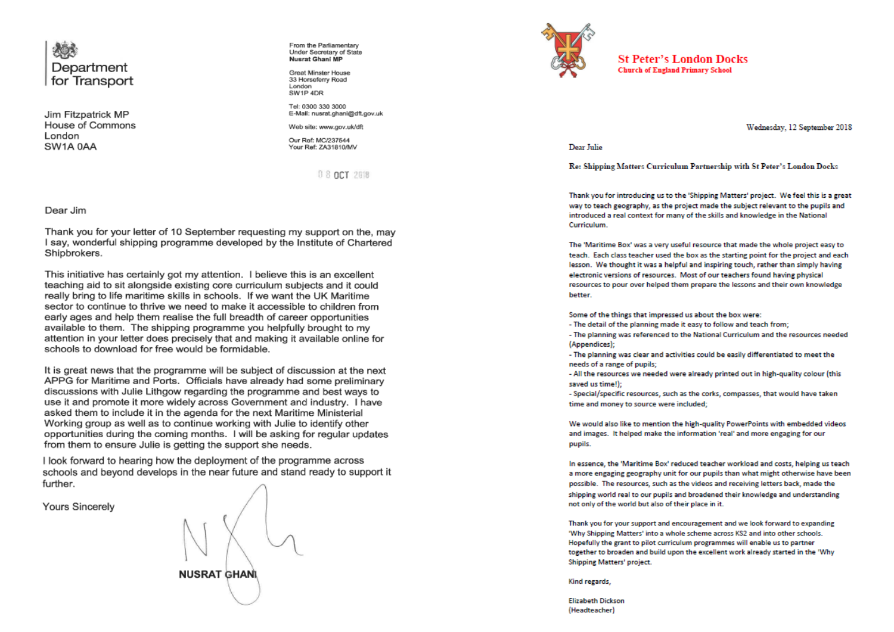Department for Transport

Jim Fitzpatrick MP
House of Commons
London
SW1A 0AA

From the Parliamentary Under Secretary of State
**Nusrat Ghani MP**

Great Minster House
33 Horseferry Road
London
SW1P 4DR

Tel: 0300 330 3000
E-Mail: nusrat.ghani@dft.gov.uk

Web site: www.gov.uk/dft

Our Ref: MC/237544
Your Ref: ZA31810/MV

08 OCT 2018

Dear Jim

Thank you for your letter of 10 September requesting my support on the, may I say, wonderful shipping programme developed by the Institute of Chartered Shipbrokers.

This initiative has certainly got my attention. I believe this is an excellent teaching aid to sit alongside existing core curriculum subjects and it could really bring to life maritime skills in schools. If we want the UK Maritime sector to continue to thrive we need to make it accessible to children from early ages and help them realise the full breadth of career opportunities available to them. The shipping programme you helpfully brought to my attention in your letter does precisely that and making it available online for schools to download for free would be formidable.

It is great news that the programme will be subject of discussion at the next APPG for Maritime and Ports. Officials have already had some preliminary discussions with Julie Lithgow regarding the programme and best ways to use it and promote it more widely across Government and industry. I have asked them to include it in the agenda for the next Maritime Ministerial Working group as well as to continue working with Julie to identify other opportunities during the coming months. I will be asking for regular updates from them to ensure Julie is getting the support she needs.

I look forward to hearing how the deployment of the programme across schools and beyond develops in the near future and stand ready to support it further.

Yours Sincerely

NUSRAT GHANI

---

**St Peter's London Docks**
**Church of England Primary School**

Wednesday, 12 September 2018

Dear Julie

**Re: Shipping Matters Curriculum Partnership with St Peter's London Docks**

Thank you for introducing us to the 'Shipping Matters' project. We feel this is a great way to teach geography, as the project made the subject relevant to the pupils and introduced a real context for many of the skills and knowledge in the National Curriculum.

The 'Maritime Box' was a very useful resource that made the whole project easy to teach. Each class teacher used the box as the starting point for the project and each lesson. We thought it was a helpful and inspiring touch, rather than simply having electronic versions of resources. Most of our teachers found having physical resources to pour over helped them prepare the lessons and their own knowledge better.

Some of the things that impressed us about the box were:
- The detail of the planning made it easy to follow and teach from;
- The planning was referenced to the National Curriculum and the resources needed (Appendices);
- The planning was clear and activities could be easily differentiated to meet the needs of a range of pupils;
- All the resources we needed were already printed out in high-quality colour (this saved us time!);
- Special/specific resources, such as the corks, compasses, that would have taken time and money to source were included;

We would also like to mention the high-quality PowerPoints with embedded videos and images. It helped make the information 'real' and more engaging for our pupils.

In essence, the 'Maritime Box' reduced teacher workload and costs, helping us teach a more engaging geography unit for our pupils than what might otherwise have been possible. The resources, such as the videos and receiving letters back, made the shipping world real to our pupils and broadened their knowledge and understanding not only of the world but also of their place in it.

Thank you for your support and encouragement and we look forward to expanding 'Why Shipping Matters' into a whole scheme across KS2 and into other schools. Hopefully the grant to pilot curriculum programmes will enable us to partner together to broaden and build upon the excellent work already started in the 'Why Shipping Matters' project.

Kind regards,

Elizabeth Dickson
(Headteacher)